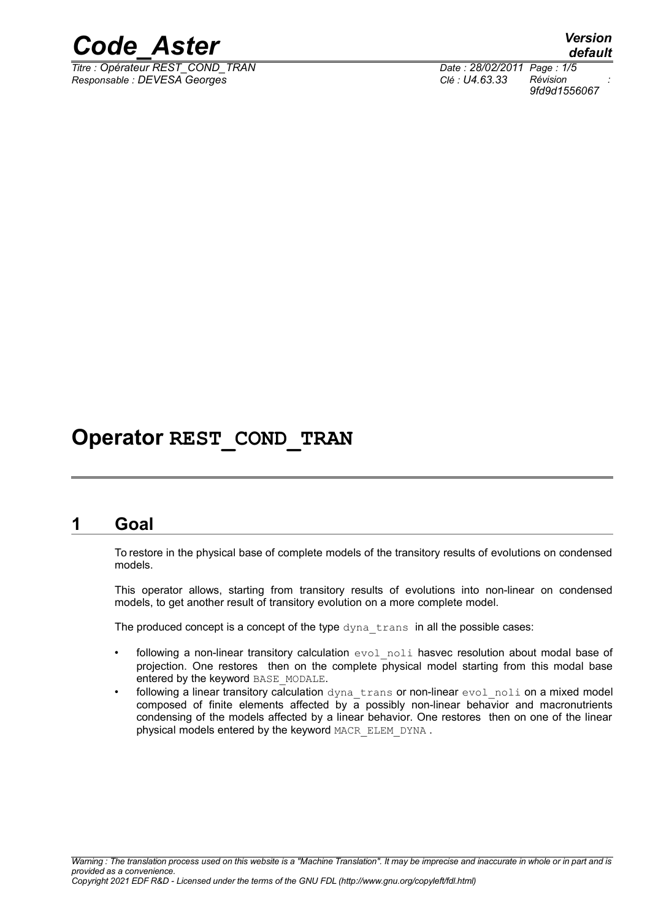# Operator REST_COND_TRAN

## 1 Goal

To restore in the physical base of complete models of the transitory results of evolutions on condensed models.

This operator allows, starting from transitory results of evolutions into non-linear on condensed models, to get another result of transitory evolution on a more complete model.

The produced concept is a concept of the type `dyna_trans` in all the possible cases:

- following a non-linear transitory calculation `evol_noli` hasvec resolution about modal base of projection. One restores then on the complete physical model starting from this modal base entered by the keyword `BASE_MODALE`.
- following a linear transitory calculation `dyna_trans` or non-linear `evol_noli` on a mixed model composed of finite elements affected by a possibly non-linear behavior and macronutrients condensing of the models affected by a linear behavior. One restores then on one of the linear physical models entered by the keyword `MACR_ELEM_DYNA` .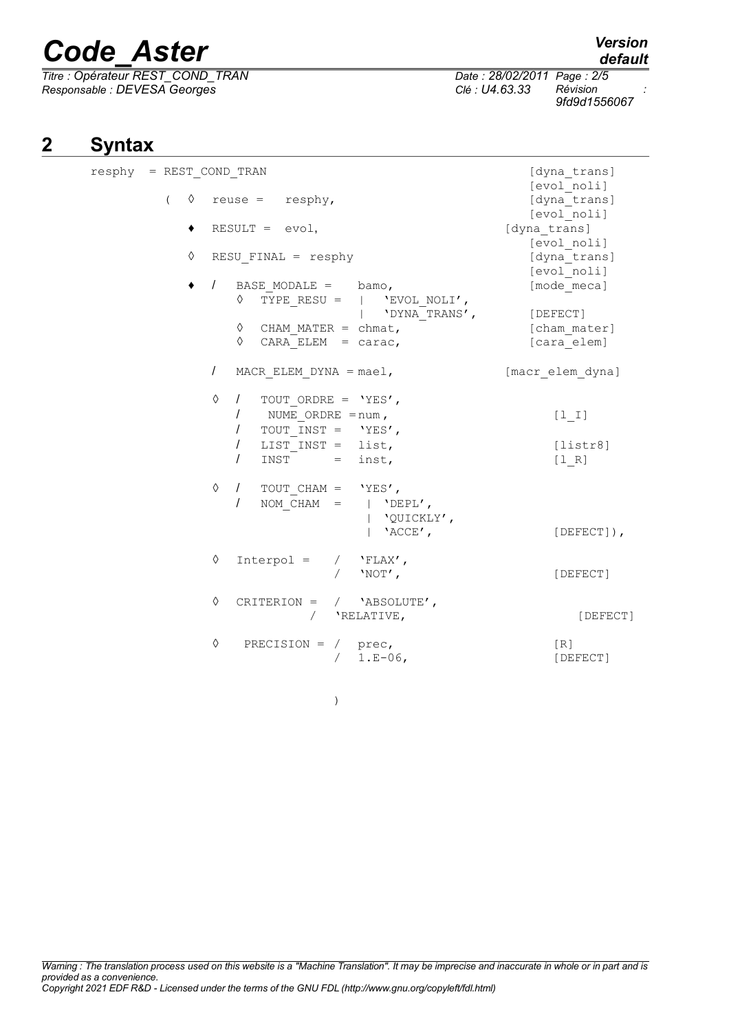## 2 Syntax

```
resphy  = REST_COND_TRAN                                        [dyna_trans]
                                                                [evol_noli]
          (  ◊  reuse =   resphy,                               [dyna_trans]
                                                                [evol_noli]
             ♦  RESULT =  evol,                                [dyna_trans]
                                                                [evol_noli]
             ◊  RESU_FINAL = resphy                             [dyna_trans]
                                                                [evol_noli]
             ♦  /  BASE_MODALE =    bamo,                       [mode_meca]
                   ◊  TYPE_RESU =  |  'EVOL_NOLI',
                                   |  'DYNA_TRANS',             [DEFECT]
                   ◊  CHAM_MATER = chmat,                       [cham_mater]
                   ◊  CARA_ELEM  = carac,                       [cara_elem]

                /  MACR_ELEM_DYNA = mael,                      [macr_elem_dyna]

                ◊  /  TOUT_ORDRE = 'YES',
                   /   NUME_ORDRE =num,                             [l_I]
                   /  TOUT_INST =  'YES',
                   /  LIST_INST =  list,                            [listr8]
                   /  INST      =  inst,                            [l_R]

                ◊  /  TOUT_CHAM =  'YES',
                   /  NOM_CHAM  =   | 'DEPL',
                                    | 'QUICKLY',
                                    | 'ACCE',                       [DEFECT]),

                ◊  Interpol =    /  'FLAX',
                                 /  'NOT',                          [DEFECT]

                ◊  CRITERION =  /  'ABSOLUTE',
                             /  'RELATIVE,                           [DEFECT]

                ◊   PRECISION = /  prec,                            [R]
                                /  1.E-06,                          [DEFECT]

                            )
```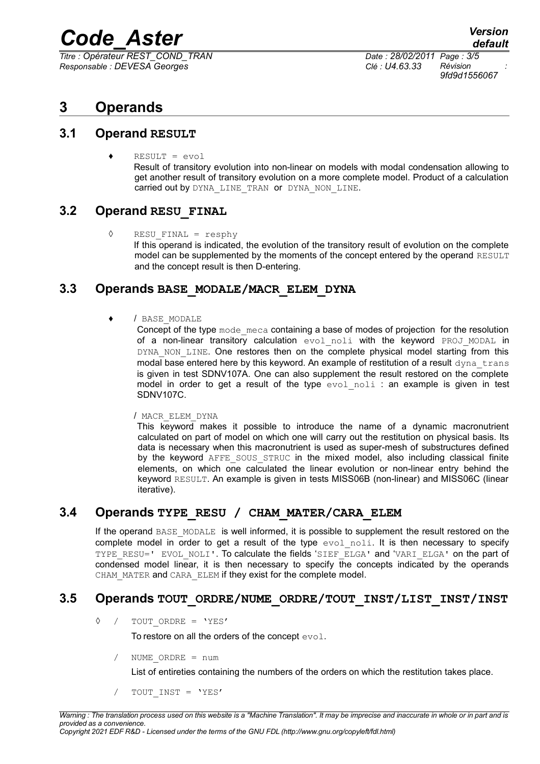# 3 Operands

## 3.1 Operand RESULT

♦ RESULT = evol

Result of transitory evolution into non-linear on models with modal condensation allowing to get another result of transitory evolution on a more complete model. Product of a calculation carried out by DYNA_LINE_TRAN or DYNA_NON_LINE.

## 3.2 Operand RESU_FINAL

◊ RESU_FINAL = resphy

If this operand is indicated, the evolution of the transitory result of evolution on the complete model can be supplemented by the moments of the concept entered by the operand RESULT and the concept result is then D-entering.

## 3.3 Operands BASE_MODALE/MACR_ELEM_DYNA

♦ / BASE_MODALE

Concept of the type mode_meca containing a base of modes of projection for the resolution of a non-linear transitory calculation evol_noli with the keyword PROJ_MODAL in DYNA_NON_LINE. One restores then on the complete physical model starting from this modal base entered here by this keyword. An example of restitution of a result dyna_trans is given in test SDNV107A. One can also supplement the result restored on the complete model in order to get a result of the type evol_noli : an example is given in test SDNV107C.

/ MACR_ELEM_DYNA

This keyword makes it possible to introduce the name of a dynamic macronutrient calculated on part of model on which one will carry out the restitution on physical basis. Its data is necessary when this macronutrient is used as super-mesh of substructures defined by the keyword AFFE_SOUS_STRUC in the mixed model, also including classical finite elements, on which one calculated the linear evolution or non-linear entry behind the keyword RESULT. An example is given in tests MISS06B (non-linear) and MISS06C (linear iterative).

## 3.4 Operands TYPE_RESU / CHAM_MATER/CARA_ELEM

If the operand BASE_MODALE is well informed, it is possible to supplement the result restored on the complete model in order to get a result of the type evol_noli. It is then necessary to specify TYPE_RESU=' EVOL_NOLI'. To calculate the fields 'SIEF_ELGA' and 'VARI_ELGA' on the part of condensed model linear, it is then necessary to specify the concepts indicated by the operands CHAM_MATER and CARA_ELEM if they exist for the complete model.

## 3.5 Operands TOUT_ORDRE/NUME_ORDRE/TOUT_INST/LIST_INST/INST

◊ / TOUT_ORDRE = 'YES'

To restore on all the orders of the concept evol.

/ NUME_ORDRE = num

List of entireties containing the numbers of the orders on which the restitution takes place.

/ TOUT_INST = 'YES'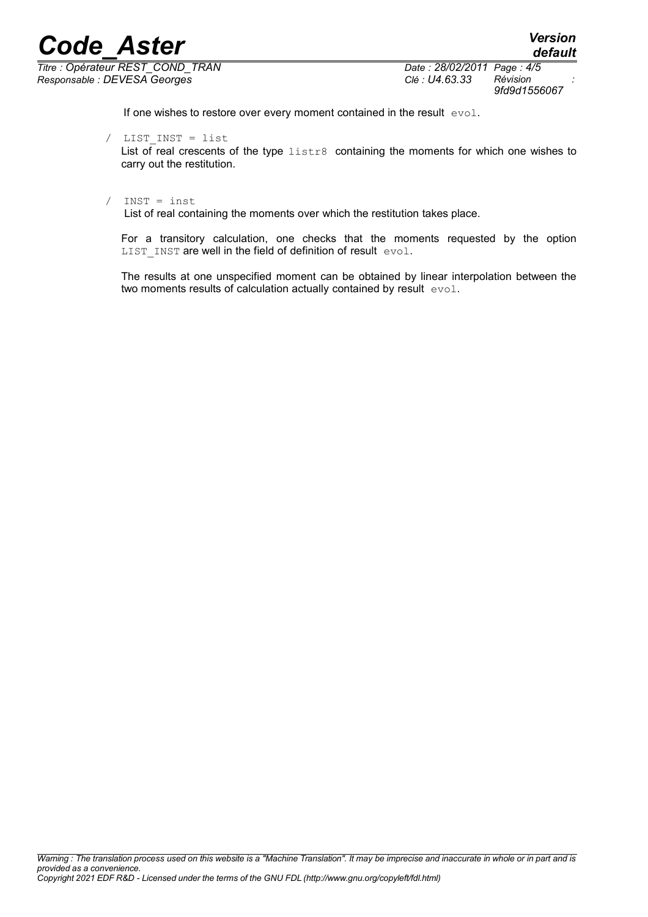If one wishes to restore over every moment contained in the result `evol`.

/ `LIST_INST = list`

List of real crescents of the type `listr8` containing the moments for which one wishes to carry out the restitution.

/ `INST = inst`

List of real containing the moments over which the restitution takes place.

For a transitory calculation, one checks that the moments requested by the option `LIST_INST` are well in the field of definition of result `evol`.

The results at one unspecified moment can be obtained by linear interpolation between the two moments results of calculation actually contained by result `evol`.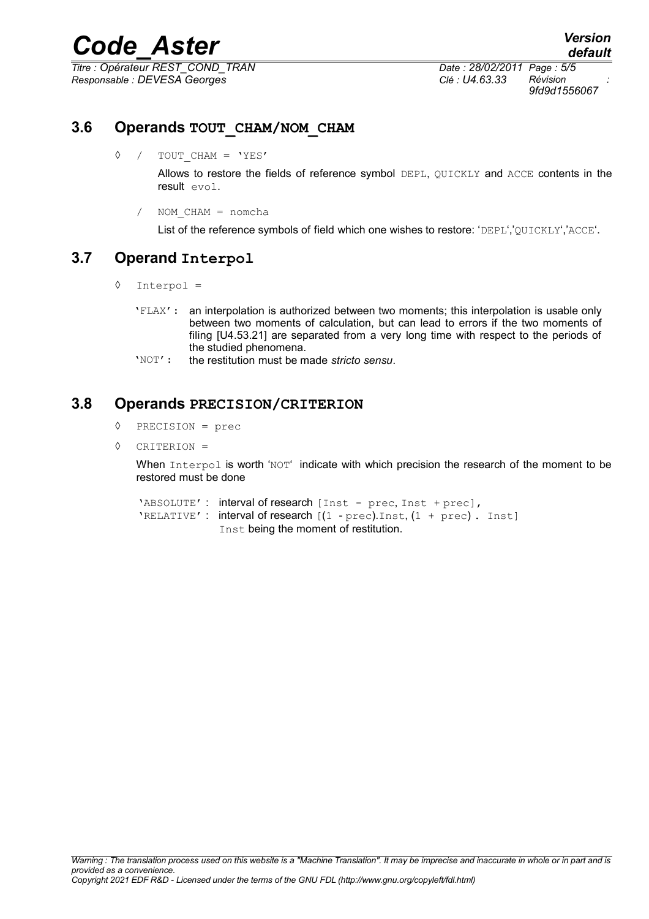## 3.6 Operands TOUT_CHAM/NOM_CHAM

◊ / TOUT_CHAM = 'YES'

Allows to restore the fields of reference symbol DEPL, QUICKLY and ACCE contents in the result evol.

/ NOM_CHAM = nomcha

List of the reference symbols of field which one wishes to restore: 'DEPL','QUICKLY','ACCE'.

## 3.7 Operand Interpol

◊ Interpol =

'FLAX': an interpolation is authorized between two moments; this interpolation is usable only between two moments of calculation, but can lead to errors if the two moments of filing [U4.53.21] are separated from a very long time with respect to the periods of the studied phenomena.

'NOT': the restitution must be made *stricto sensu*.

## 3.8 Operands PRECISION/CRITERION

◊ PRECISION = prec

◊ CRITERION =

When Interpol is worth 'NOT' indicate with which precision the research of the moment to be restored must be done

'ABSOLUTE' : interval of research [Inst - prec, Inst + prec],
'RELATIVE' : interval of research [(1 - prec).Inst, (1 + prec) . Inst]
Inst being the moment of restitution.